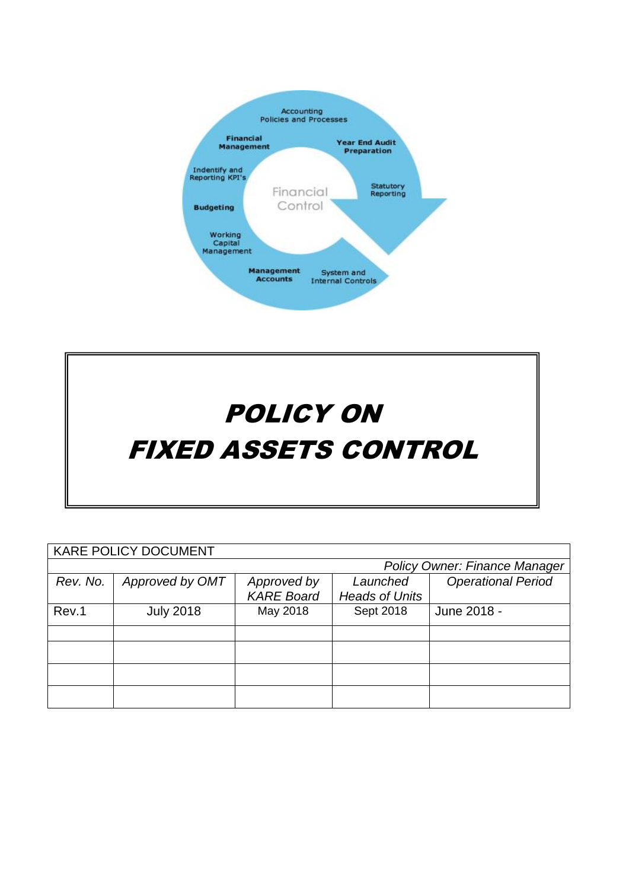# *POLICY ON FIXED ASSETS CONTROL*

| KARE POLICY DOCUMENT | | | | |
|---|---|---|---|---|
| | | | | *Policy Owner: Finance Manager* |
| *Rev. No.* | *Approved by OMT* | *Approved by KARE Board* | *Launched Heads of Units* | *Operational Period* |
| Rev.1 | July 2018 | May 2018 | Sept 2018 | June 2018 - |
| | | | | |
| | | | | |
| | | | | |
| | | | | |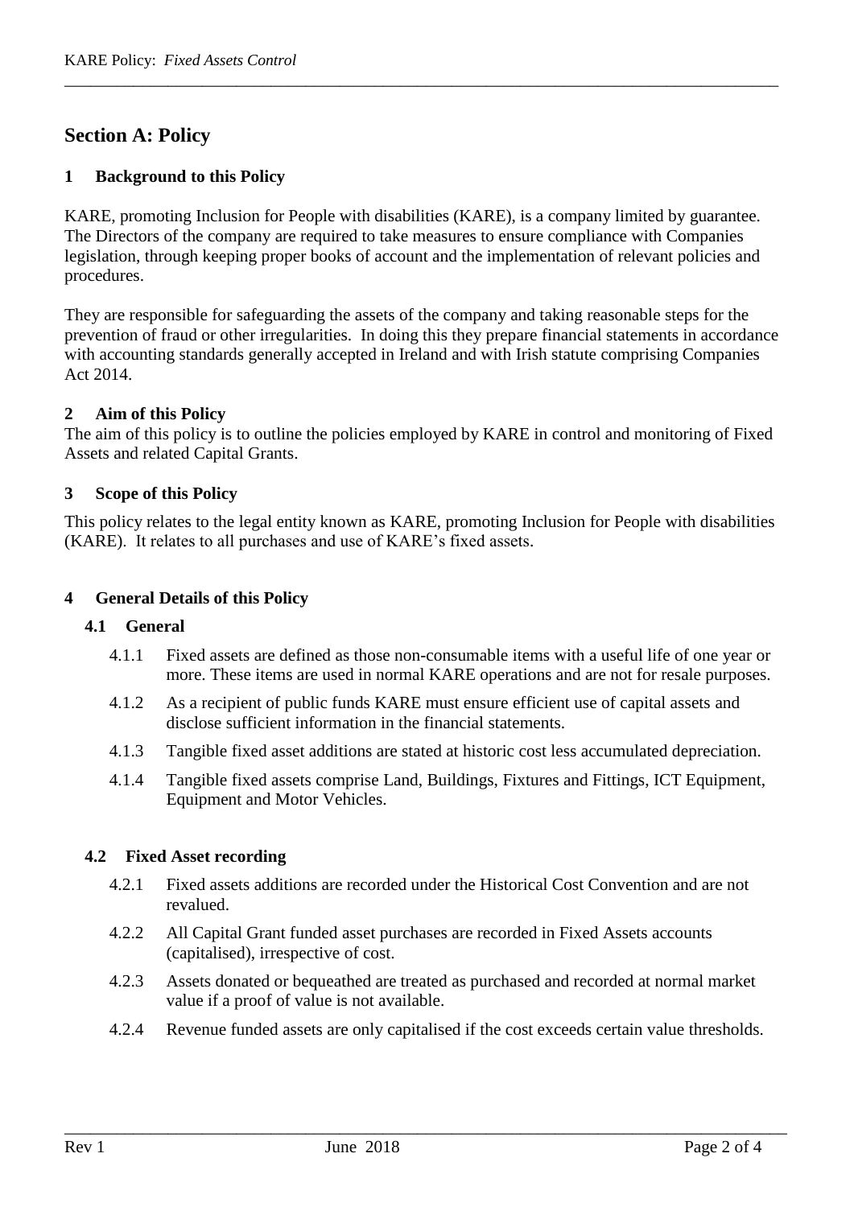## Section A: Policy

### 1 Background to this Policy

KARE, promoting Inclusion for People with disabilities (KARE), is a company limited by guarantee. The Directors of the company are required to take measures to ensure compliance with Companies legislation, through keeping proper books of account and the implementation of relevant policies and procedures.

They are responsible for safeguarding the assets of the company and taking reasonable steps for the prevention of fraud or other irregularities. In doing this they prepare financial statements in accordance with accounting standards generally accepted in Ireland and with Irish statute comprising Companies Act 2014.

### 2 Aim of this Policy

The aim of this policy is to outline the policies employed by KARE in control and monitoring of Fixed Assets and related Capital Grants.

### 3 Scope of this Policy

This policy relates to the legal entity known as KARE, promoting Inclusion for People with disabilities (KARE). It relates to all purchases and use of KARE's fixed assets.

### 4 General Details of this Policy

#### 4.1 General

4.1.1 Fixed assets are defined as those non-consumable items with a useful life of one year or more. These items are used in normal KARE operations and are not for resale purposes.

4.1.2 As a recipient of public funds KARE must ensure efficient use of capital assets and disclose sufficient information in the financial statements.

4.1.3 Tangible fixed asset additions are stated at historic cost less accumulated depreciation.

4.1.4 Tangible fixed assets comprise Land, Buildings, Fixtures and Fittings, ICT Equipment, Equipment and Motor Vehicles.

#### 4.2 Fixed Asset recording

4.2.1 Fixed assets additions are recorded under the Historical Cost Convention and are not revalued.

4.2.2 All Capital Grant funded asset purchases are recorded in Fixed Assets accounts (capitalised), irrespective of cost.

4.2.3 Assets donated or bequeathed are treated as purchased and recorded at normal market value if a proof of value is not available.

4.2.4 Revenue funded assets are only capitalised if the cost exceeds certain value thresholds.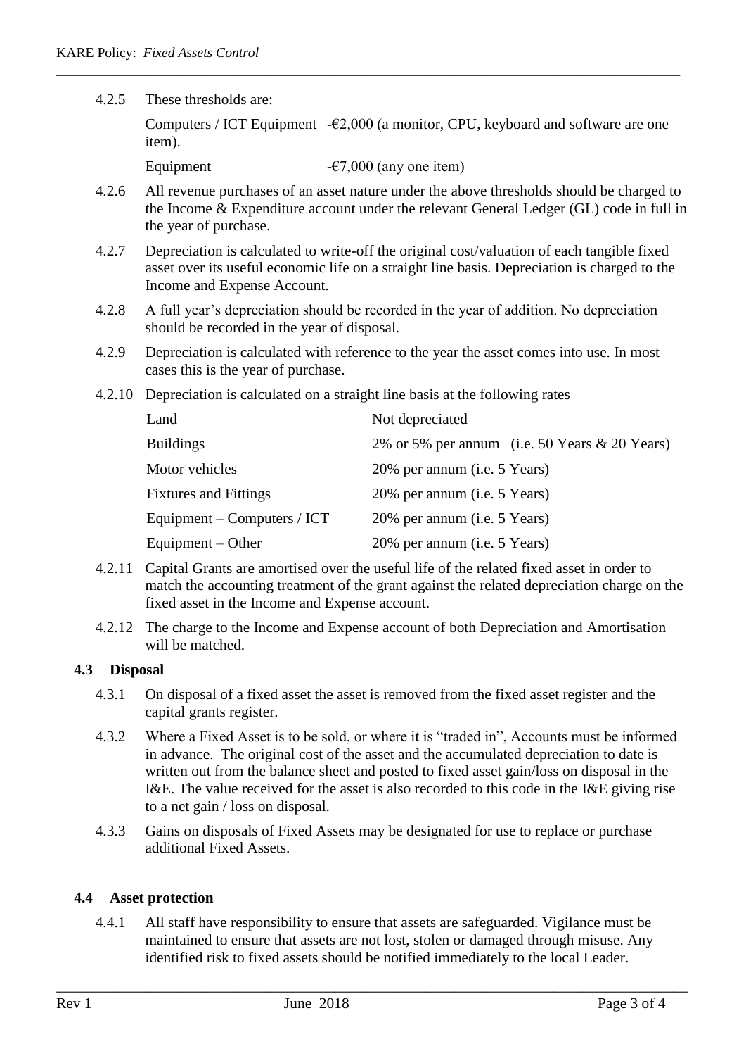4.2.5 These thresholds are:

Computers / ICT Equipment -€2,000 (a monitor, CPU, keyboard and software are one item).

Equipment -€7,000 (any one item)

4.2.6 All revenue purchases of an asset nature under the above thresholds should be charged to the Income & Expenditure account under the relevant General Ledger (GL) code in full in the year of purchase.

4.2.7 Depreciation is calculated to write-off the original cost/valuation of each tangible fixed asset over its useful economic life on a straight line basis. Depreciation is charged to the Income and Expense Account.

4.2.8 A full year's depreciation should be recorded in the year of addition. No depreciation should be recorded in the year of disposal.

4.2.9 Depreciation is calculated with reference to the year the asset comes into use. In most cases this is the year of purchase.

4.2.10 Depreciation is calculated on a straight line basis at the following rates

| | |
|---|---|
| Land | Not depreciated |
| Buildings | 2% or 5% per annum (i.e. 50 Years & 20 Years) |
| Motor vehicles | 20% per annum (i.e. 5 Years) |
| Fixtures and Fittings | 20% per annum (i.e. 5 Years) |
| Equipment – Computers / ICT | 20% per annum (i.e. 5 Years) |
| Equipment – Other | 20% per annum (i.e. 5 Years) |

4.2.11 Capital Grants are amortised over the useful life of the related fixed asset in order to match the accounting treatment of the grant against the related depreciation charge on the fixed asset in the Income and Expense account.

4.2.12 The charge to the Income and Expense account of both Depreciation and Amortisation will be matched.

### 4.3 Disposal

4.3.1 On disposal of a fixed asset the asset is removed from the fixed asset register and the capital grants register.

4.3.2 Where a Fixed Asset is to be sold, or where it is "traded in", Accounts must be informed in advance. The original cost of the asset and the accumulated depreciation to date is written out from the balance sheet and posted to fixed asset gain/loss on disposal in the I&E. The value received for the asset is also recorded to this code in the I&E giving rise to a net gain / loss on disposal.

4.3.3 Gains on disposals of Fixed Assets may be designated for use to replace or purchase additional Fixed Assets.

### 4.4 Asset protection

4.4.1 All staff have responsibility to ensure that assets are safeguarded. Vigilance must be maintained to ensure that assets are not lost, stolen or damaged through misuse. Any identified risk to fixed assets should be notified immediately to the local Leader.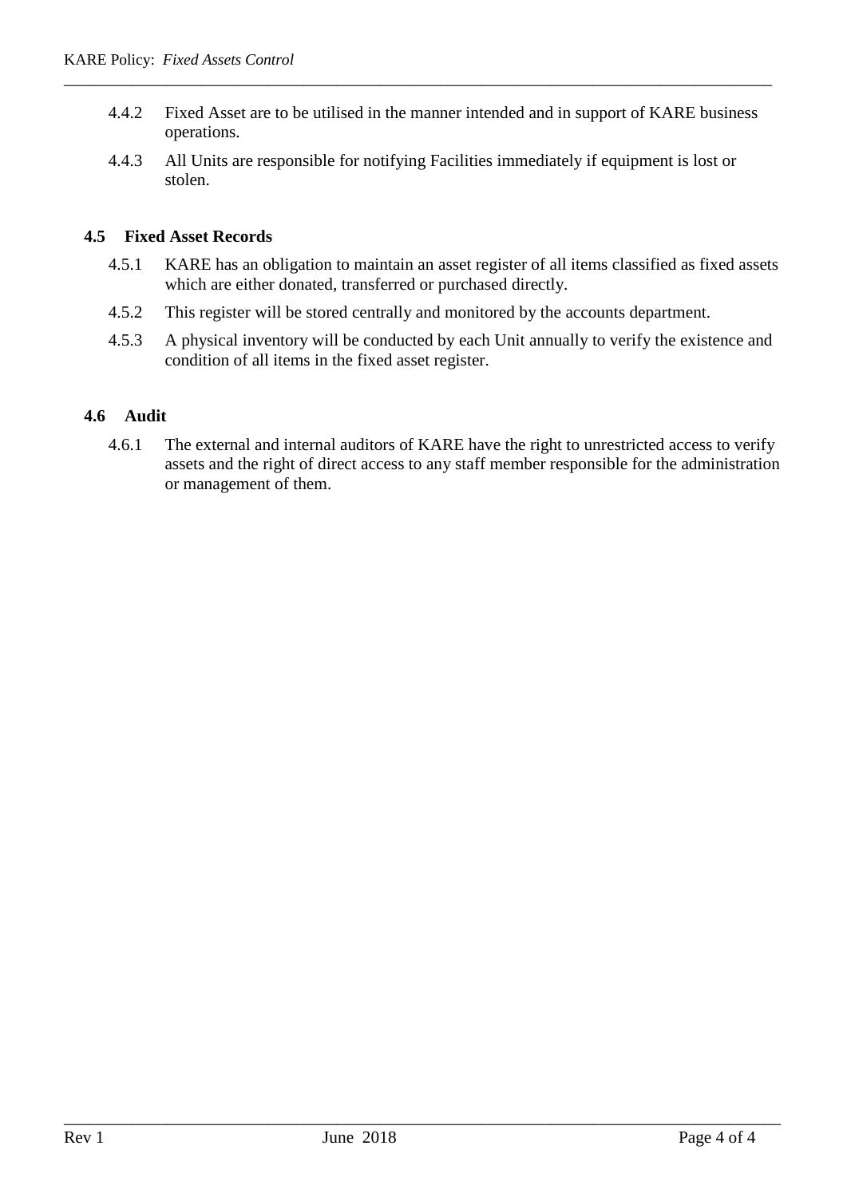4.4.2 Fixed Asset are to be utilised in the manner intended and in support of KARE business operations.

4.4.3 All Units are responsible for notifying Facilities immediately if equipment is lost or stolen.

### 4.5 Fixed Asset Records

4.5.1 KARE has an obligation to maintain an asset register of all items classified as fixed assets which are either donated, transferred or purchased directly.

4.5.2 This register will be stored centrally and monitored by the accounts department.

4.5.3 A physical inventory will be conducted by each Unit annually to verify the existence and condition of all items in the fixed asset register.

### 4.6 Audit

4.6.1 The external and internal auditors of KARE have the right to unrestricted access to verify assets and the right of direct access to any staff member responsible for the administration or management of them.